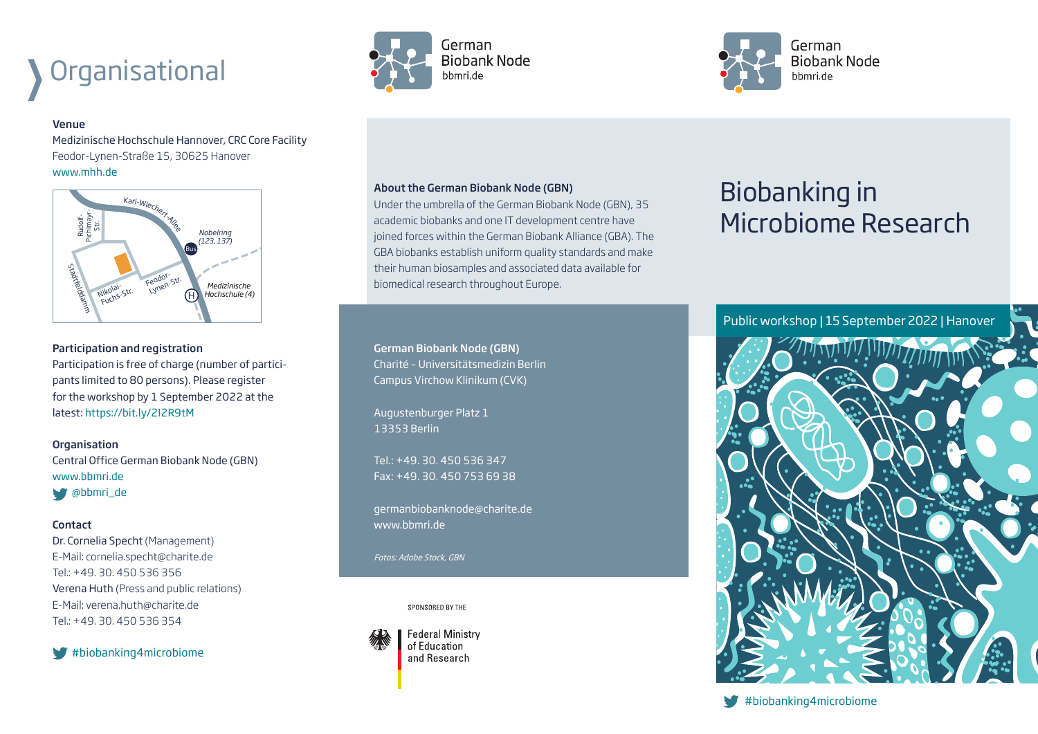# Organisational

**Venue**

Medizinische Hochschule Hannover, CRC Core Facility
Feodor-Lynen-Straße 15, 30625 Hanover
www.mhh.de

Karl-Wiechert-Allee · Rudolf-Pichlmayr-Str. · Nobelring (123, 137) · Bus · Stadtfelddamm · Nikolai-Fuchs-Str. · Feodor-Lynen-Str. · Medizinische Hochschule (4) · H

**Participation and registration**

Participation is free of charge (number of participants limited to 80 persons). Please register for the workshop by 1 September 2022 at the latest: https://bit.ly/2I2R9tM

**Organisation**

Central Office German Biobank Node (GBN)
www.bbmri.de
@bbmri_de

**Contact**

Dr. Cornelia Specht (Management)
E-Mail: cornelia.specht@charite.de
Tel.: +49. 30. 450 536 356
Verena Huth (Press and public relations)
E-Mail: verena.huth@charite.de
Tel.: +49. 30. 450 536 354

#biobanking4microbiome

German Biobank Node
bbmri.de

**About the German Biobank Node (GBN)**

Under the umbrella of the German Biobank Node (GBN), 35 academic biobanks and one IT development centre have joined forces within the German Biobank Alliance (GBA). The GBA biobanks establish uniform quality standards and make their human biosamples and associated data available for biomedical research throughout Europe.

**German Biobank Node (GBN)**
Charité – Universitätsmedizin Berlin
Campus Virchow Klinikum (CVK)

Augustenburger Platz 1
13353 Berlin

Tel.: +49. 30. 450 536 347
Fax: +49. 30. 450 753 69 38

germanbiobanknode@charite.de
www.bbmri.de

*Fotos: Adobe Stock, GBN*

SPONSORED BY THE

Federal Ministry of Education and Research

German Biobank Node
bbmri.de

# Biobanking in Microbiome Research

Public workshop | 15 September 2022 | Hanover

#biobanking4microbiome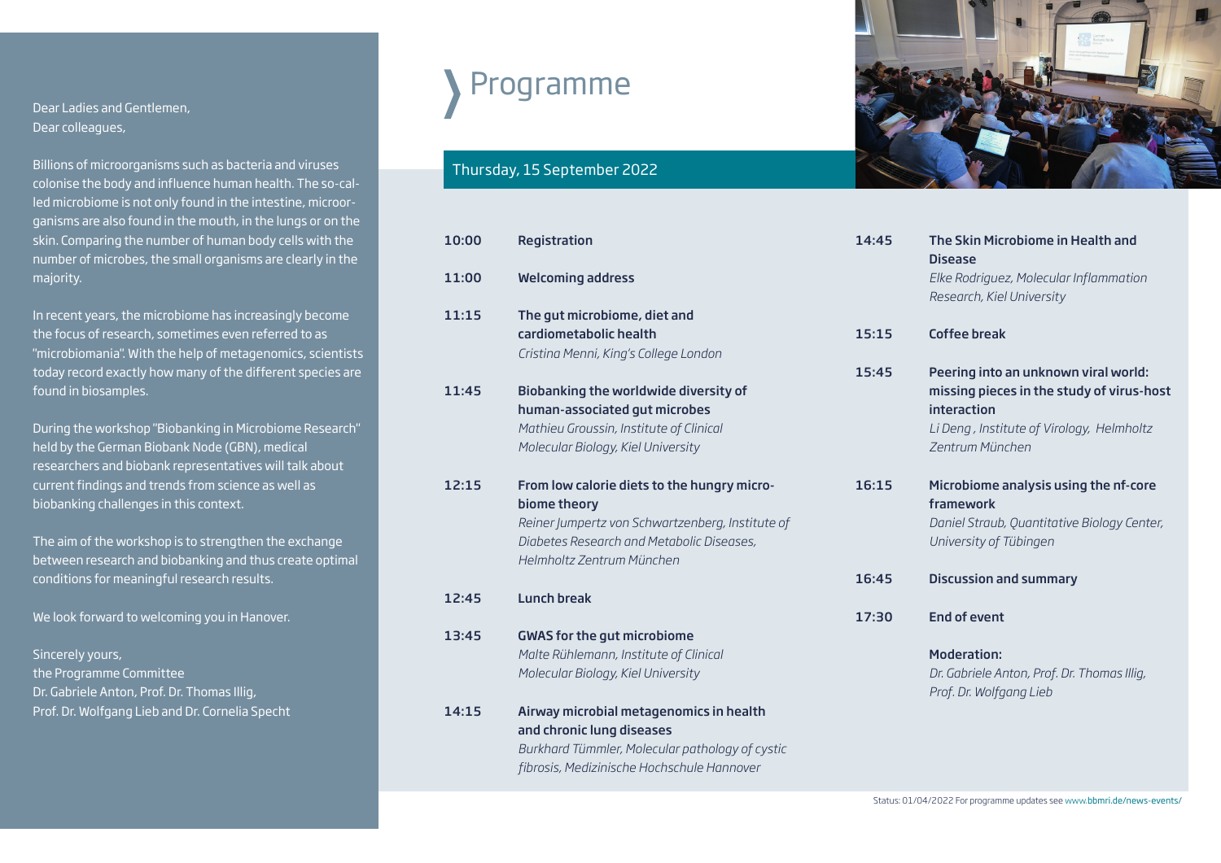Dear Ladies and Gentlemen,
Dear colleagues,

Billions of microorganisms such as bacteria and viruses colonise the body and influence human health. The so-called microbiome is not only found in the intestine, microorganisms are also found in the mouth, in the lungs or on the skin. Comparing the number of human body cells with the number of microbes, the small organisms are clearly in the majority.

In recent years, the microbiome has increasingly become the focus of research, sometimes even referred to as "microbiomania". With the help of metagenomics, scientists today record exactly how many of the different species are found in biosamples.

During the workshop "Biobanking in Microbiome Research" held by the German Biobank Node (GBN), medical researchers and biobank representatives will talk about current findings and trends from science as well as biobanking challenges in this context.

The aim of the workshop is to strengthen the exchange between research and biobanking and thus create optimal conditions for meaningful research results.

We look forward to welcoming you in Hanover.

Sincerely yours,
the Programme Committee
Dr. Gabriele Anton, Prof. Dr. Thomas Illig,
Prof. Dr. Wolfgang Lieb and Dr. Cornelia Specht

# Programme

## Thursday, 15 September 2022

**10:00** **Registration**

**11:00** **Welcoming address**

**11:15** **The gut microbiome, diet and cardiometabolic health**
*Cristina Menni, King's College London*

**11:45** **Biobanking the worldwide diversity of human-associated gut microbes**
*Mathieu Groussin, Institute of Clinical Molecular Biology, Kiel University*

**12:15** **From low calorie diets to the hungry microbiome theory**
*Reiner Jumpertz von Schwartzenberg, Institute of Diabetes Research and Metabolic Diseases, Helmholtz Zentrum München*

**12:45** **Lunch break**

**13:45** **GWAS for the gut microbiome**
*Malte Rühlemann, Institute of Clinical Molecular Biology, Kiel University*

**14:15** **Airway microbial metagenomics in health and chronic lung diseases**
*Burkhard Tümmler, Molecular pathology of cystic fibrosis, Medizinische Hochschule Hannover*

**14:45** **The Skin Microbiome in Health and Disease**
*Elke Rodriguez, Molecular Inflammation Research, Kiel University*

**15:15** **Coffee break**

**15:45** **Peering into an unknown viral world: missing pieces in the study of virus-host interaction**
*Li Deng , Institute of Virology, Helmholtz Zentrum München*

**16:15** **Microbiome analysis using the nf-core framework**
*Daniel Straub, Quantitative Biology Center, University of Tübingen*

**16:45** **Discussion and summary**

**17:30** **End of event**

**Moderation:**
*Dr. Gabriele Anton, Prof. Dr. Thomas Illig, Prof. Dr. Wolfgang Lieb*

Status: 01/04/2022 For programme updates see www.bbmri.de/news-events/